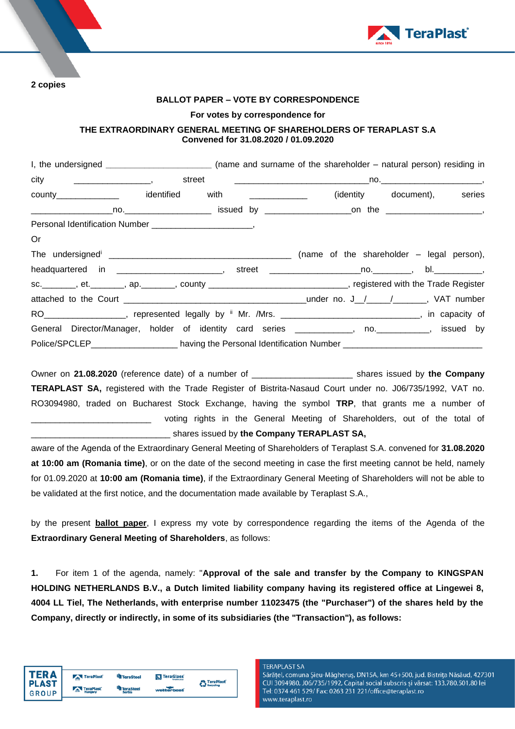**2 copies**

**BALLOT PAPER – VOTE BY CORRESPONDENCE**

**For votes by correspondence for**

**THE EXTRAORDINARY GENERAL MEETING OF SHAREHOLDERS OF TERAPLAST S.A**
**Convened for 31.08.2020 / 01.09.2020**

I, the undersigned ______________________ (name and surname of the shareholder – natural person) residing in city ________________, street ____________________________no.______________________, county_____________ identified with ____________ (identity document), series _________________no.__________________ issued by __________________on the ____________________, Personal Identification Number _____________________,

Or

The undersigned[i] ______________________________________ (name of the shareholder – legal person), headquartered in ______________________, street ___________________no.________, bl.__________, sc._______, et._______, ap._______, county ____________________________, registered with the Trade Register attached to the Court ______________________________________under no. J__/_____/_______, VAT number RO_________________, represented legally by [ii] Mr. /Mrs. _____________________________, in capacity of General Director/Manager, holder of identity card series ____________, no.___________, issued by Police/SPCLEP__________________ having the Personal Identification Number _____________________________

Owner on **21.08.2020** (reference date) of a number of ____________________ shares issued by **the Company TERAPLAST SA,** registered with the Trade Register of Bistrita-Nasaud Court under no. J06/735/1992, VAT no. RO3094980, traded on Bucharest Stock Exchange, having the symbol **TRP**, that grants me a number of _________________________ voting rights in the General Meeting of Shareholders, out of the total of _____________________________ shares issued by **the Company TERAPLAST SA,**

aware of the Agenda of the Extraordinary General Meeting of Shareholders of Teraplast S.A. convened for **31.08.2020 at 10:00 am (Romania time)**, or on the date of the second meeting in case the first meeting cannot be held, namely for 01.09.2020 at **10:00 am (Romania time)**, if the Extraordinary General Meeting of Shareholders will not be able to be validated at the first notice, and the documentation made available by Teraplast S.A.,

by the present **ballot paper**, I express my vote by correspondence regarding the items of the Agenda of the **Extraordinary General Meeting of Shareholders**, as follows:

**1.** For item 1 of the agenda, namely: "**Approval of the sale and transfer by the Company to KINGSPAN HOLDING NETHERLANDS B.V., a Dutch limited liability company having its registered office at Lingewei 8, 4004 LL Tiel, The Netherlands, with enterprise number 11023475 (the "Purchaser") of the shares held by the Company, directly or indirectly, in some of its subsidiaries (the "Transaction"), as follows:**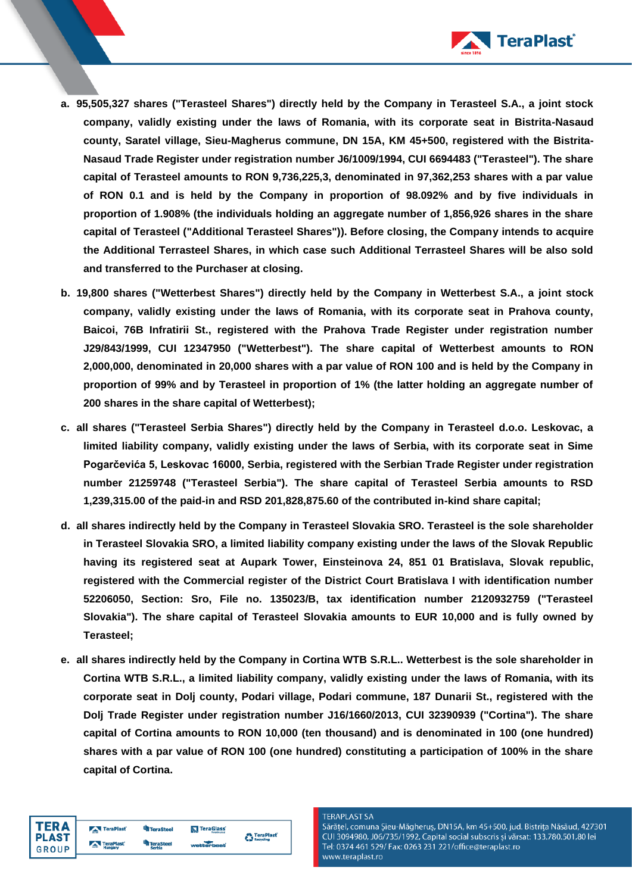**a. 95,505,327 shares ("Terasteel Shares") directly held by the Company in Terasteel S.A., a joint stock company, validly existing under the laws of Romania, with its corporate seat in Bistrita-Nasaud county, Saratel village, Sieu-Magherus commune, DN 15A, KM 45+500, registered with the Bistrita-Nasaud Trade Register under registration number J6/1009/1994, CUI 6694483 ("Terasteel"). The share capital of Terasteel amounts to RON 9,736,225,3, denominated in 97,362,253 shares with a par value of RON 0.1 and is held by the Company in proportion of 98.092% and by five individuals in proportion of 1.908% (the individuals holding an aggregate number of 1,856,926 shares in the share capital of Terasteel ("Additional Terasteel Shares")). Before closing, the Company intends to acquire the Additional Terrasteel Shares, in which case such Additional Terrasteel Shares will be also sold and transferred to the Purchaser at closing.**

**b. 19,800 shares ("Wetterbest Shares") directly held by the Company in Wetterbest S.A., a joint stock company, validly existing under the laws of Romania, with its corporate seat in Prahova county, Baicoi, 76B Infratirii St., registered with the Prahova Trade Register under registration number J29/843/1999, CUI 12347950 ("Wetterbest"). The share capital of Wetterbest amounts to RON 2,000,000, denominated in 20,000 shares with a par value of RON 100 and is held by the Company in proportion of 99% and by Terasteel in proportion of 1% (the latter holding an aggregate number of 200 shares in the share capital of Wetterbest);**

**c. all shares ("Terasteel Serbia Shares") directly held by the Company in Terasteel d.o.o. Leskovac, a limited liability company, validly existing under the laws of Serbia, with its corporate seat in Sime Pogarčevića 5, Leskovac 16000, Serbia, registered with the Serbian Trade Register under registration number 21259748 ("Terasteel Serbia"). The share capital of Terasteel Serbia amounts to RSD 1,239,315.00 of the paid-in and RSD 201,828,875.60 of the contributed in-kind share capital;**

**d. all shares indirectly held by the Company in Terasteel Slovakia SRO. Terasteel is the sole shareholder in Terasteel Slovakia SRO, a limited liability company existing under the laws of the Slovak Republic having its registered seat at Aupark Tower, Einsteinova 24, 851 01 Bratislava, Slovak republic, registered with the Commercial register of the District Court Bratislava I with identification number 52206050, Section: Sro, File no. 135023/B, tax identification number 2120932759 ("Terasteel Slovakia"). The share capital of Terasteel Slovakia amounts to EUR 10,000 and is fully owned by Terasteel;**

**e. all shares indirectly held by the Company in Cortina WTB S.R.L.. Wetterbest is the sole shareholder in Cortina WTB S.R.L., a limited liability company, validly existing under the laws of Romania, with its corporate seat in Dolj county, Podari village, Podari commune, 187 Dunarii St., registered with the Dolj Trade Register under registration number J16/1660/2013, CUI 32390939 ("Cortina"). The share capital of Cortina amounts to RON 10,000 (ten thousand) and is denominated in 100 (one hundred) shares with a par value of RON 100 (one hundred) constituting a participation of 100% in the share capital of Cortina.**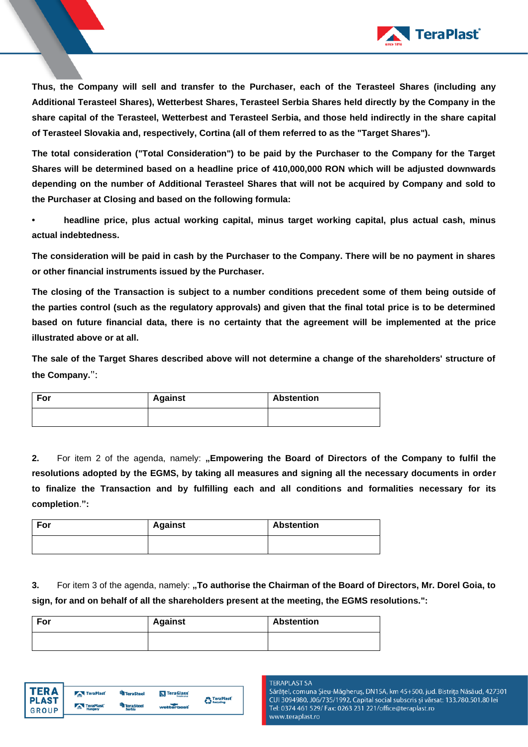**Thus, the Company will sell and transfer to the Purchaser, each of the Terasteel Shares (including any Additional Terasteel Shares), Wetterbest Shares, Terasteel Serbia Shares held directly by the Company in the share capital of the Terasteel, Wetterbest and Terasteel Serbia, and those held indirectly in the share capital of Terasteel Slovakia and, respectively, Cortina (all of them referred to as the "Target Shares").**

**The total consideration ("Total Consideration") to be paid by the Purchaser to the Company for the Target Shares will be determined based on a headline price of 410,000,000 RON which will be adjusted downwards depending on the number of Additional Terasteel Shares that will not be acquired by Company and sold to the Purchaser at Closing and based on the following formula:**

- **headline price, plus actual working capital, minus target working capital, plus actual cash, minus actual indebtedness.**

**The consideration will be paid in cash by the Purchaser to the Company. There will be no payment in shares or other financial instruments issued by the Purchaser.**

**The closing of the Transaction is subject to a number conditions precedent some of them being outside of the parties control (such as the regulatory approvals) and given that the final total price is to be determined based on future financial data, there is no certainty that the agreement will be implemented at the price illustrated above or at all.**

**The sale of the Target Shares described above will not determine a change of the shareholders' structure of the Company."**:

| For | Against | Abstention |
|---|---|---|
| | | |

**2.** For item 2 of the agenda, namely: **„Empowering the Board of Directors of the Company to fulfil the resolutions adopted by the EGMS, by taking all measures and signing all the necessary documents in order to finalize the Transaction and by fulfilling each and all conditions and formalities necessary for its completion."**:

| For | Against | Abstention |
|---|---|---|
| | | |

**3.** For item 3 of the agenda, namely: **„To authorise the Chairman of the Board of Directors, Mr. Dorel Goia, to sign, for and on behalf of all the shareholders present at the meeting, the EGMS resolutions."**:

| For | Against | Abstention |
|---|---|---|
| | | |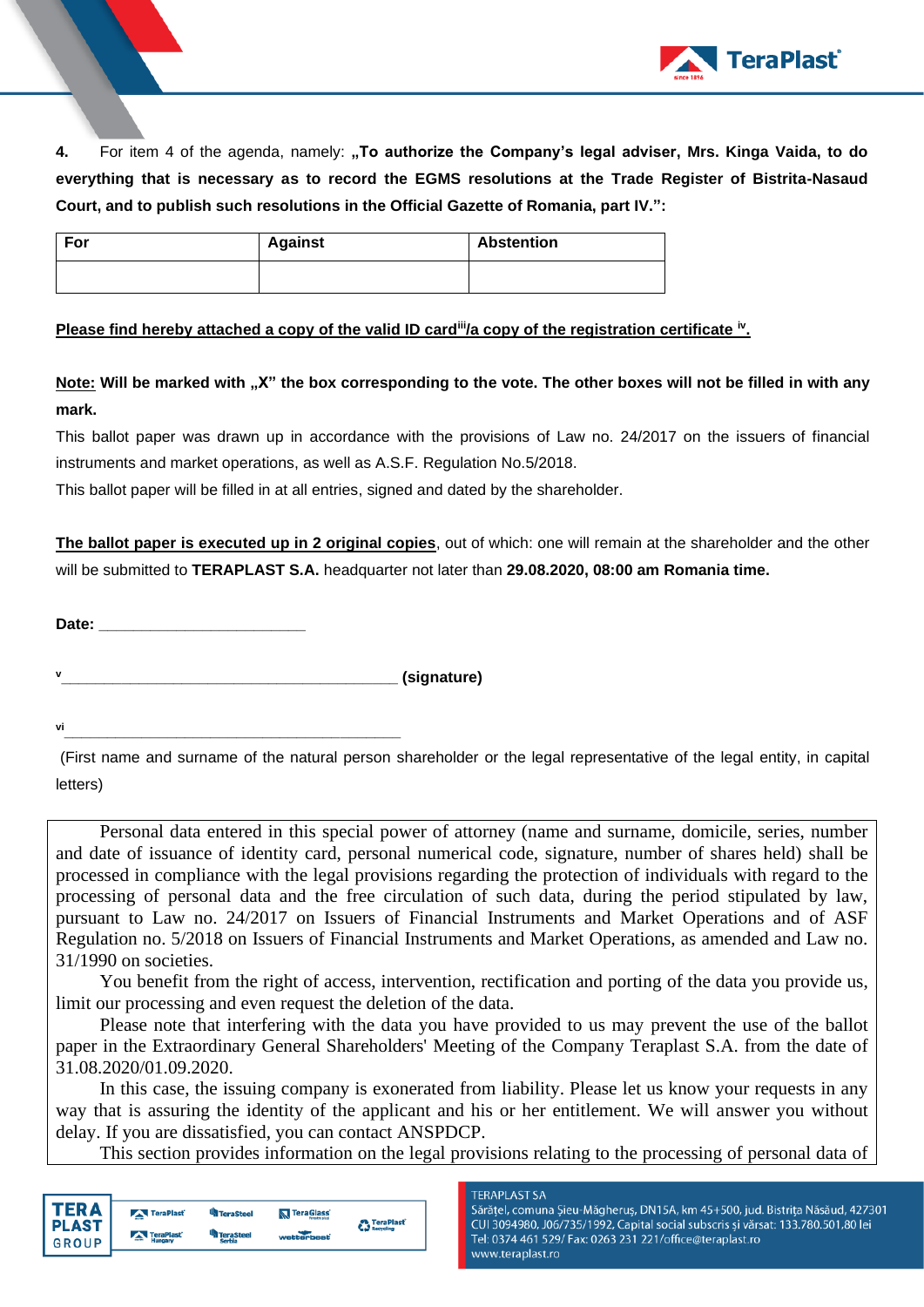**4.** For item 4 of the agenda, namely: **„To authorize the Company's legal adviser, Mrs. Kinga Vaida, to do everything that is necessary as to record the EGMS resolutions at the Trade Register of Bistrita-Nasaud Court, and to publish such resolutions in the Official Gazette of Romania, part IV.":**

| For | Against | Abstention |
|---|---|---|
| | | |

**Please find hereby attached a copy of the valid ID card[iii]/a copy of the registration certificate [iv].**

**Note: Will be marked with „X" the box corresponding to the vote. The other boxes will not be filled in with any mark.**

This ballot paper was drawn up in accordance with the provisions of Law no. 24/2017 on the issuers of financial instruments and market operations, as well as A.S.F. Regulation No.5/2018.

This ballot paper will be filled in at all entries, signed and dated by the shareholder.

**The ballot paper is executed up in 2 original copies**, out of which: one will remain at the shareholder and the other will be submitted to **TERAPLAST S.A.** headquarter not later than **29.08.2020, 08:00 am Romania time.**

**Date:** _________________________

[v]_________________________________________ **(signature)**

[vi]_________________________________________

(First name and surname of the natural person shareholder or the legal representative of the legal entity, in capital letters)

Personal data entered in this special power of attorney (name and surname, domicile, series, number and date of issuance of identity card, personal numerical code, signature, number of shares held) shall be processed in compliance with the legal provisions regarding the protection of individuals with regard to the processing of personal data and the free circulation of such data, during the period stipulated by law, pursuant to Law no. 24/2017 on Issuers of Financial Instruments and Market Operations and of ASF Regulation no. 5/2018 on Issuers of Financial Instruments and Market Operations, as amended and Law no. 31/1990 on societies.

You benefit from the right of access, intervention, rectification and porting of the data you provide us, limit our processing and even request the deletion of the data.

Please note that interfering with the data you have provided to us may prevent the use of the ballot paper in the Extraordinary General Shareholders' Meeting of the Company Teraplast S.A. from the date of 31.08.2020/01.09.2020.

In this case, the issuing company is exonerated from liability. Please let us know your requests in any way that is assuring the identity of the applicant and his or her entitlement. We will answer you without delay. If you are dissatisfied, you can contact ANSPDCP.

This section provides information on the legal provisions relating to the processing of personal data of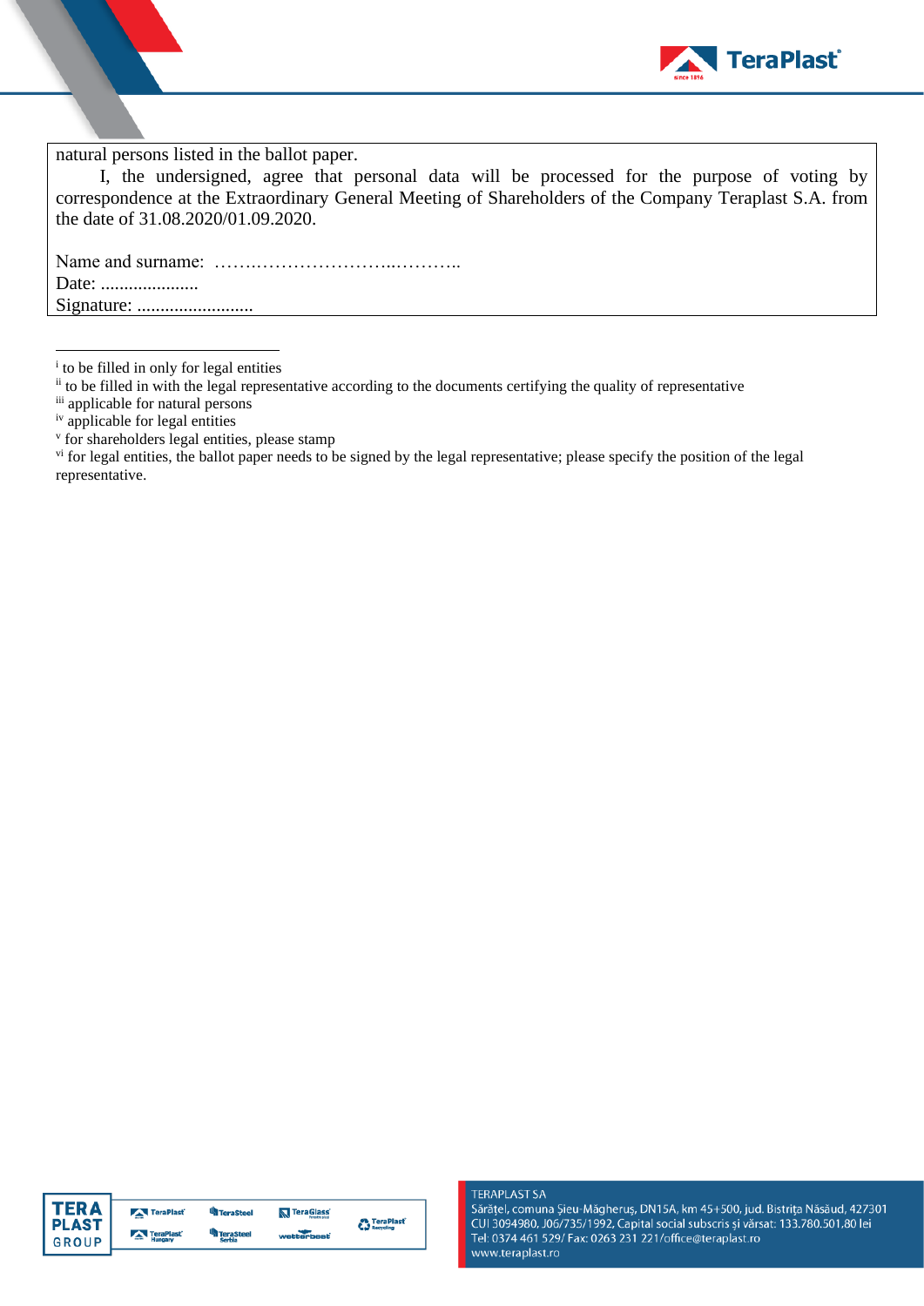natural persons listed in the ballot paper.

I, the undersigned, agree that personal data will be processed for the purpose of voting by correspondence at the Extraordinary General Meeting of Shareholders of the Company Teraplast S.A. from the date of 31.08.2020/01.09.2020.

Name and surname: …….………………...………..
Date: .....................
Signature: .........................

---

[i] to be filled in only for legal entities
[ii] to be filled in with the legal representative according to the documents certifying the quality of representative
[iii] applicable for natural persons
[iv] applicable for legal entities
[v] for shareholders legal entities, please stamp
[vi] for legal entities, the ballot paper needs to be signed by the legal representative; please specify the position of the legal representative.